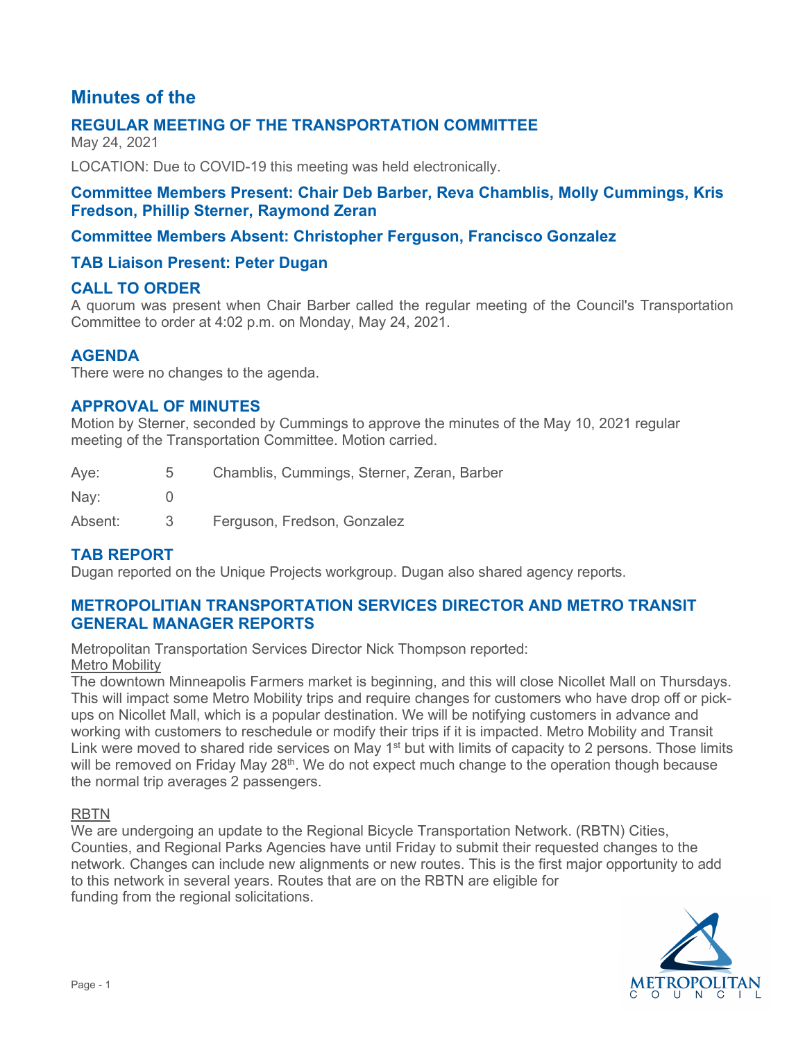# Minutes of the

## REGULAR MEETING OF THE TRANSPORTATION COMMITTEE

May 24, 2021

LOCATION: Due to COVID-19 this meeting was held electronically.

### Committee Members Present: Chair Deb Barber, Reva Chamblis, Molly Cummings, Kris Fredson, Phillip Sterner, Raymond Zeran

### Committee Members Absent: Christopher Ferguson, Francisco Gonzalez

### TAB Liaison Present: Peter Dugan

## CALL TO ORDER

A quorum was present when Chair Barber called the regular meeting of the Council's Transportation Committee to order at 4:02 p.m. on Monday, May 24, 2021.

## AGENDA

There were no changes to the agenda.

## APPROVAL OF MINUTES

Motion by Sterner, seconded by Cummings to approve the minutes of the May 10, 2021 regular meeting of the Transportation Committee. Motion carried.

| | | |
|---|---|---|
| Aye: | 5 | Chamblis, Cummings, Sterner, Zeran, Barber |
| Nay: | 0 | |
| Absent: | 3 | Ferguson, Fredson, Gonzalez |

## TAB REPORT

Dugan reported on the Unique Projects workgroup. Dugan also shared agency reports.

## METROPOLITAN TRANSPORTATION SERVICES DIRECTOR AND METRO TRANSIT GENERAL MANAGER REPORTS

Metropolitan Transportation Services Director Nick Thompson reported:

Metro Mobility

The downtown Minneapolis Farmers market is beginning, and this will close Nicollet Mall on Thursdays. This will impact some Metro Mobility trips and require changes for customers who have drop off or pick-ups on Nicollet Mall, which is a popular destination. We will be notifying customers in advance and working with customers to reschedule or modify their trips if it is impacted. Metro Mobility and Transit Link were moved to shared ride services on May 1st but with limits of capacity to 2 persons. Those limits will be removed on Friday May 28th. We do not expect much change to the operation though because the normal trip averages 2 passengers.

RBTN

We are undergoing an update to the Regional Bicycle Transportation Network. (RBTN) Cities, Counties, and Regional Parks Agencies have until Friday to submit their requested changes to the network. Changes can include new alignments or new routes. This is the first major opportunity to add to this network in several years. Routes that are on the RBTN are eligible for funding from the regional solicitations.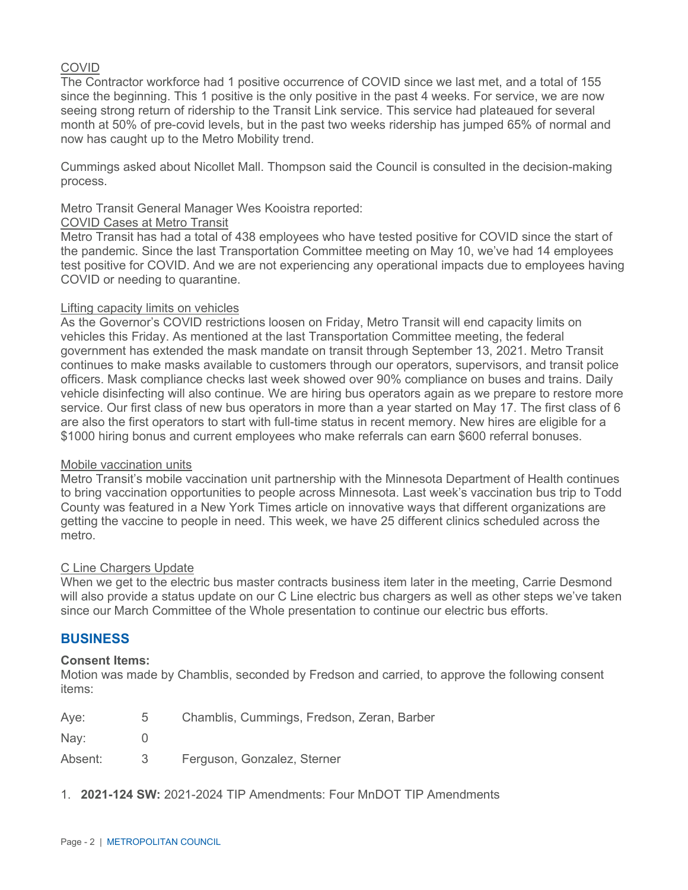COVID

The Contractor workforce had 1 positive occurrence of COVID since we last met, and a total of 155 since the beginning. This 1 positive is the only positive in the past 4 weeks. For service, we are now seeing strong return of ridership to the Transit Link service. This service had plateaued for several month at 50% of pre-covid levels, but in the past two weeks ridership has jumped 65% of normal and now has caught up to the Metro Mobility trend.

Cummings asked about Nicollet Mall. Thompson said the Council is consulted in the decision-making process.

Metro Transit General Manager Wes Kooistra reported:

COVID Cases at Metro Transit

Metro Transit has had a total of 438 employees who have tested positive for COVID since the start of the pandemic. Since the last Transportation Committee meeting on May 10, we've had 14 employees test positive for COVID. And we are not experiencing any operational impacts due to employees having COVID or needing to quarantine.

Lifting capacity limits on vehicles

As the Governor's COVID restrictions loosen on Friday, Metro Transit will end capacity limits on vehicles this Friday. As mentioned at the last Transportation Committee meeting, the federal government has extended the mask mandate on transit through September 13, 2021. Metro Transit continues to make masks available to customers through our operators, supervisors, and transit police officers. Mask compliance checks last week showed over 90% compliance on buses and trains. Daily vehicle disinfecting will also continue. We are hiring bus operators again as we prepare to restore more service. Our first class of new bus operators in more than a year started on May 17. The first class of 6 are also the first operators to start with full-time status in recent memory. New hires are eligible for a $1000 hiring bonus and current employees who make referrals can earn $600 referral bonuses.

Mobile vaccination units

Metro Transit's mobile vaccination unit partnership with the Minnesota Department of Health continues to bring vaccination opportunities to people across Minnesota. Last week's vaccination bus trip to Todd County was featured in a New York Times article on innovative ways that different organizations are getting the vaccine to people in need. This week, we have 25 different clinics scheduled across the metro.

C Line Chargers Update

When we get to the electric bus master contracts business item later in the meeting, Carrie Desmond will also provide a status update on our C Line electric bus chargers as well as other steps we've taken since our March Committee of the Whole presentation to continue our electric bus efforts.

## BUSINESS

**Consent Items:**

Motion was made by Chamblis, seconded by Fredson and carried, to approve the following consent items:

| | | |
|---|---|---|
| Aye: | 5 | Chamblis, Cummings, Fredson, Zeran, Barber |
| Nay: | 0 | |
| Absent: | 3 | Ferguson, Gonzalez, Sterner |

1. **2021-124 SW:** 2021-2024 TIP Amendments: Four MnDOT TIP Amendments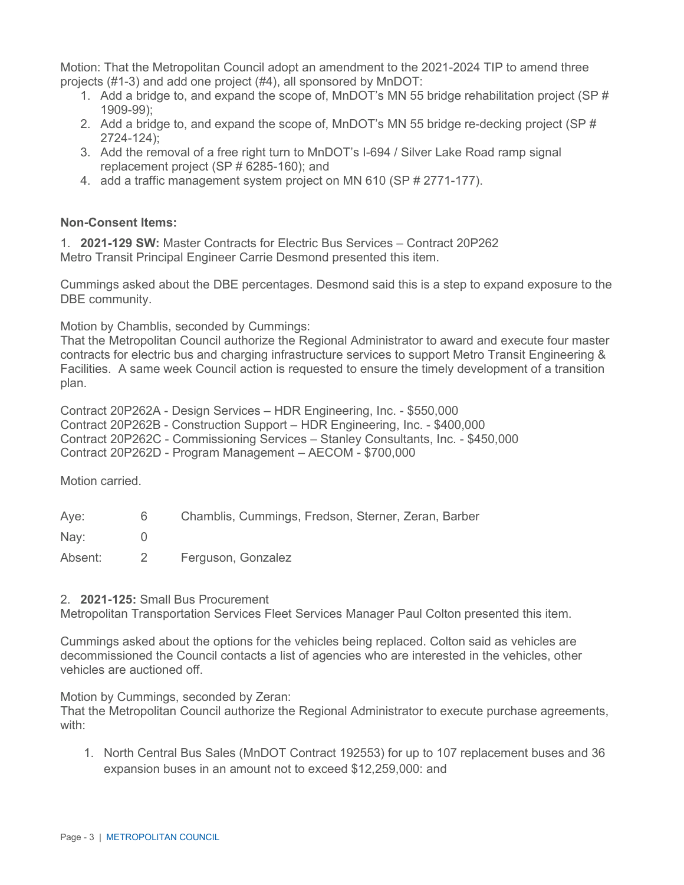Motion: That the Metropolitan Council adopt an amendment to the 2021-2024 TIP to amend three projects (#1-3) and add one project (#4), all sponsored by MnDOT:

1. Add a bridge to, and expand the scope of, MnDOT's MN 55 bridge rehabilitation project (SP # 1909-99);
2. Add a bridge to, and expand the scope of, MnDOT's MN 55 bridge re-decking project (SP # 2724-124);
3. Add the removal of a free right turn to MnDOT's I-694 / Silver Lake Road ramp signal replacement project (SP # 6285-160); and
4. add a traffic management system project on MN 610 (SP # 2771-177).

**Non-Consent Items:**

1. **2021-129 SW:** Master Contracts for Electric Bus Services – Contract 20P262
Metro Transit Principal Engineer Carrie Desmond presented this item.

Cummings asked about the DBE percentages. Desmond said this is a step to expand exposure to the DBE community.

Motion by Chamblis, seconded by Cummings:
That the Metropolitan Council authorize the Regional Administrator to award and execute four master contracts for electric bus and charging infrastructure services to support Metro Transit Engineering & Facilities. A same week Council action is requested to ensure the timely development of a transition plan.

Contract 20P262A - Design Services – HDR Engineering, Inc. - $550,000
Contract 20P262B - Construction Support – HDR Engineering, Inc. - $400,000
Contract 20P262C - Commissioning Services – Stanley Consultants, Inc. - $450,000
Contract 20P262D - Program Management – AECOM - $700,000

Motion carried.

| | | |
|---|---|---|
| Aye: | 6 | Chamblis, Cummings, Fredson, Sterner, Zeran, Barber |
| Nay: | 0 | |
| Absent: | 2 | Ferguson, Gonzalez |

2. **2021-125:** Small Bus Procurement
Metropolitan Transportation Services Fleet Services Manager Paul Colton presented this item.

Cummings asked about the options for the vehicles being replaced. Colton said as vehicles are decommissioned the Council contacts a list of agencies who are interested in the vehicles, other vehicles are auctioned off.

Motion by Cummings, seconded by Zeran:
That the Metropolitan Council authorize the Regional Administrator to execute purchase agreements, with:

1. North Central Bus Sales (MnDOT Contract 192553) for up to 107 replacement buses and 36 expansion buses in an amount not to exceed $12,259,000: and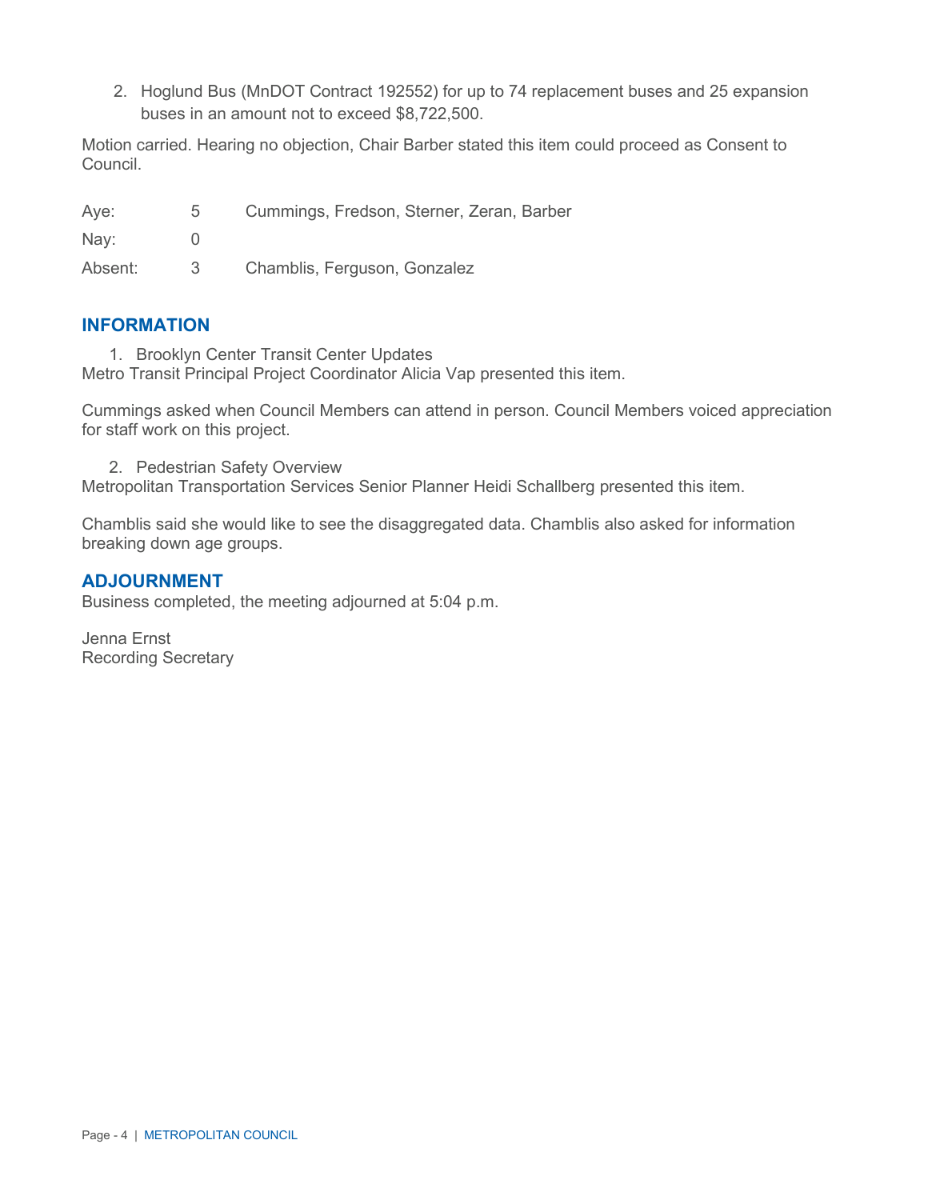2. Hoglund Bus (MnDOT Contract 192552) for up to 74 replacement buses and 25 expansion buses in an amount not to exceed $8,722,500.

Motion carried. Hearing no objection, Chair Barber stated this item could proceed as Consent to Council.

| | | |
|---|---|---|
| Aye: | 5 | Cummings, Fredson, Sterner, Zeran, Barber |
| Nay: | 0 | |
| Absent: | 3 | Chamblis, Ferguson, Gonzalez |

## INFORMATION

1. Brooklyn Center Transit Center Updates

Metro Transit Principal Project Coordinator Alicia Vap presented this item.

Cummings asked when Council Members can attend in person. Council Members voiced appreciation for staff work on this project.

2. Pedestrian Safety Overview

Metropolitan Transportation Services Senior Planner Heidi Schallberg presented this item.

Chamblis said she would like to see the disaggregated data. Chamblis also asked for information breaking down age groups.

## ADJOURNMENT

Business completed, the meeting adjourned at 5:04 p.m.

Jenna Ernst
Recording Secretary